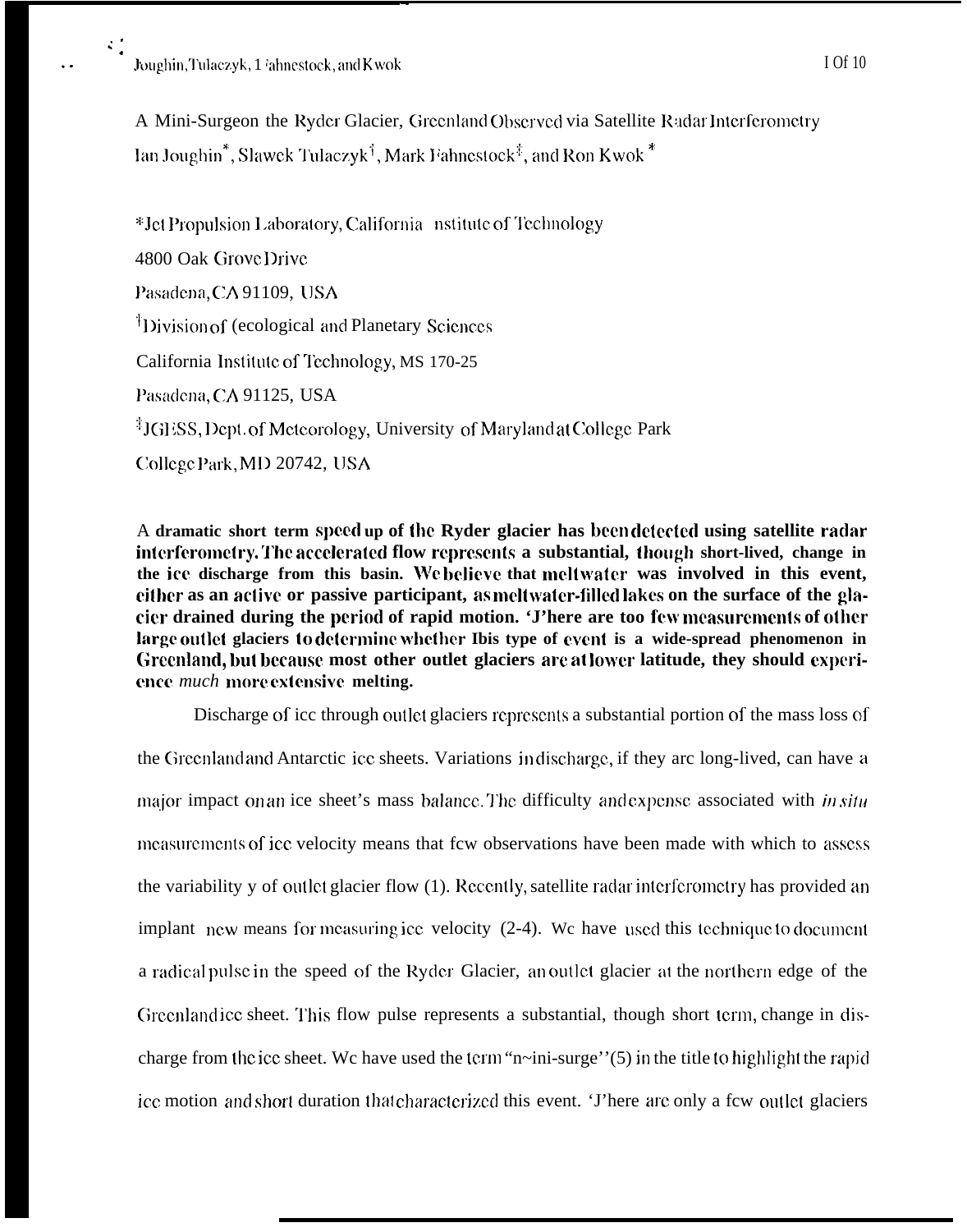A Mini-Surgeon the Ryder Glacier, Greenland Observed via Satellite Radar Interferometry

Ian Joughin*, Slawek Tulaczyk[†], Mark Fahnestock[‡], and Ron Kwok*

*Jet Propulsion Laboratory, California nstitute of Technology

4800 Oak Grove Drive

Pasadena, CA 91109, USA

[†]Division of (ecological and Planetary Sciences

California Institute of Technology, MS 170-25

Pasadena, CA 91125, USA

[‡]JGESS, Dept. of Meteorology, University of Maryland at College Park

College Park, MD 20742, USA

**A dramatic short term speed up of the Ryder glacier has been detected using satellite radar interferometry. The accelerated flow represents a substantial, though short-lived, change in the ice discharge from this basin. We believe that meltwater was involved in this event, either as an active or passive participant, as meltwater-filled lakes on the surface of the glacier drained during the period of rapid motion. 'J'here are too few measurements of other large outlet glaciers to determine whether Ibis type of event is a wide-spread phenomenon in Greenland, but because most other outlet glaciers are at lower latitude, they should experience *much* more extensive melting.**

Discharge of icc through outlet glaciers represents a substantial portion of the mass loss of the Greenland and Antarctic ice sheets. Variations in discharge, if they arc long-lived, can have a major impact on an ice sheet's mass balance. The difficulty and expense associated with *in situ* measurements of ice velocity means that few observations have been made with which to assess the variability y of outlet glacier flow (1). Recently, satellite radar interferometry has provided an implant new means for measuring ice velocity (2-4). Wc have used this technique to document a radical pulse in the speed of the Ryder Glacier, an outlet glacier at the northern edge of the Greenland ice sheet. This flow pulse represents a substantial, though short term, change in discharge from the ice sheet. Wc have used the term "n~ini-surge''(5) in the title to highlight the rapid ice motion and short duration that characterized this event. 'J'here are only a few outlet glaciers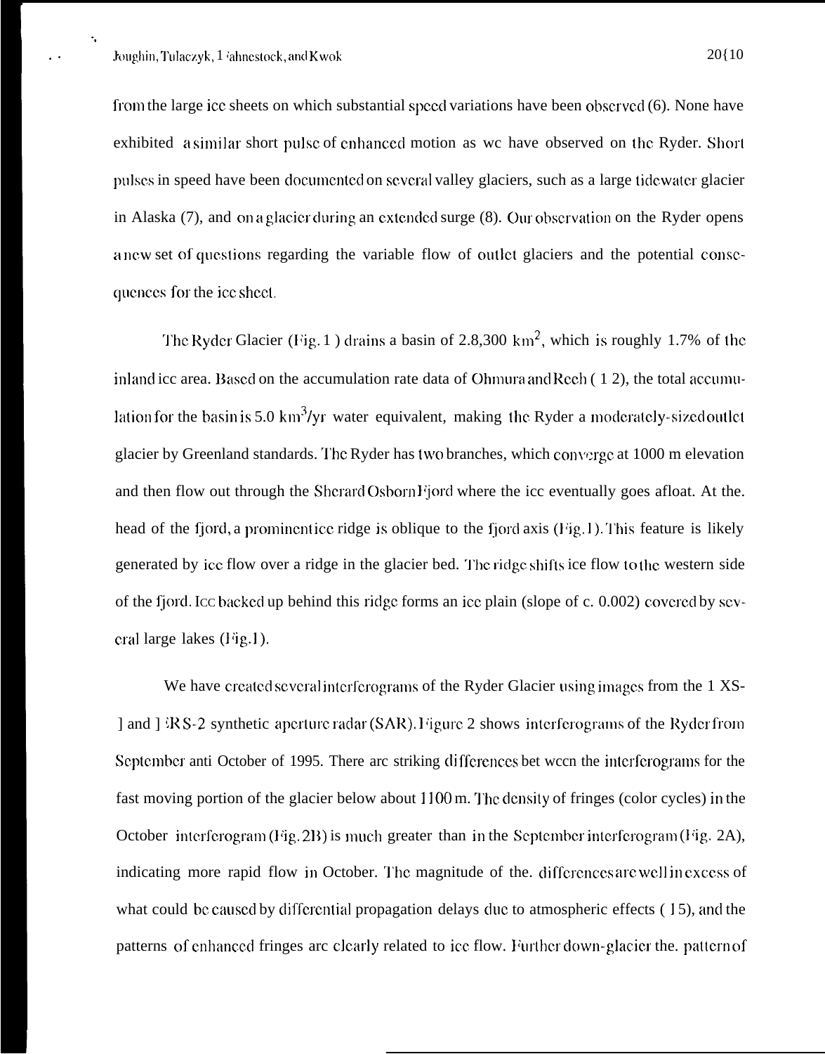from the large ice sheets on which substantial speed variations have been observed (6). None have exhibited a similar short pulse of enhanced motion as we have observed on the Ryder. Short pulses in speed have been documented on several valley glaciers, such as a large tidewater glacier in Alaska (7), and on a glacier during an extended surge (8). Our observation on the Ryder opens a new set of questions regarding the variable flow of outlet glaciers and the potential consequences for the ice sheet.

The Ryder Glacier (Fig. 1) drains a basin of 2.8,300 km$^2$, which is roughly 1.7% of the inland ice area. Based on the accumulation rate data of Ohmura and Rech (12), the total accumulation for the basin is 5.0 km$^3$/yr water equivalent, making the Ryder a moderately-sized outlet glacier by Greenland standards. The Ryder has two branches, which converge at 1000 m elevation and then flow out through the Sherard Osborn Fjord where the ice eventually goes afloat. At the head of the fjord, a prominent ice ridge is oblique to the fjord axis (Fig. 1). This feature is likely generated by ice flow over a ridge in the glacier bed. The ridge shifts ice flow to the western side of the fjord. Ice backed up behind this ridge forms an ice plain (slope of c. 0.002) covered by several large lakes (Fig. 1).

We have created several interferograms of the Ryder Glacier using images from the ERS-1 and ERS-2 synthetic aperture radar (SAR). Figure 2 shows interferograms of the Ryder from September and October of 1995. There are striking differences between the interferograms for the fast moving portion of the glacier below about 1100 m. The density of fringes (color cycles) in the October interferogram (Fig. 2B) is much greater than in the September interferogram (Fig. 2A), indicating more rapid flow in October. The magnitude of the differences are well in excess of what could be caused by differential propagation delays due to atmospheric effects (15), and the patterns of enhanced fringes are clearly related to ice flow. Further down-glacier the pattern of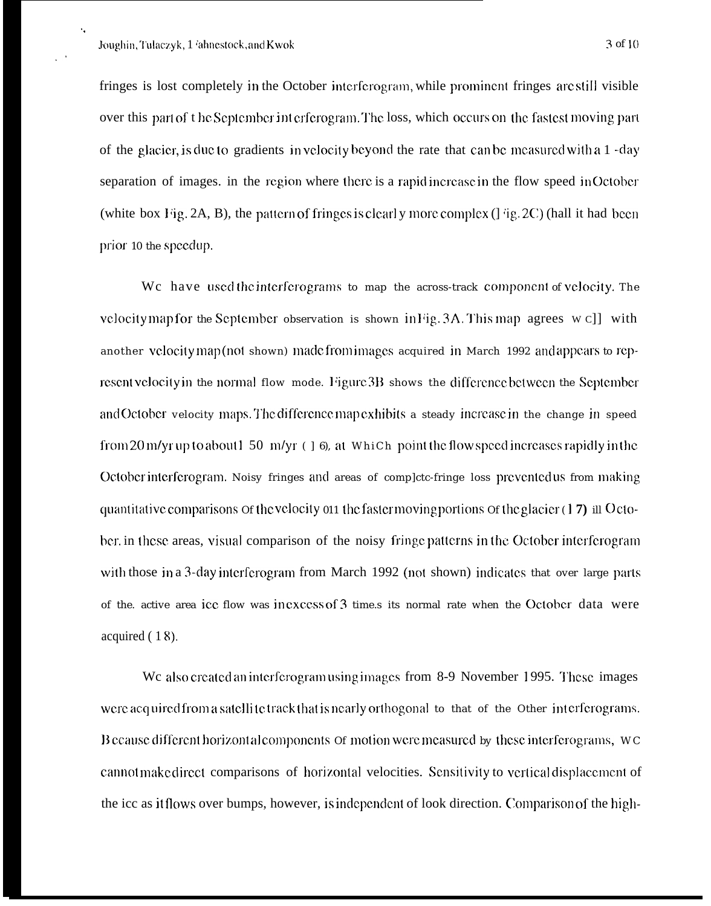fringes is lost completely in the October interferogram, while prominent fringes are still visible over this part of the September interferogram. The loss, which occurs on the fastest moving part of the glacier, is due to gradients in velocity beyond the rate that can be measured with a 1-day separation of images. in the region where there is a rapid increase in the flow speed in October (white box Fig. 2A, B), the pattern of fringes is clearly more complex (Fig. 2C) (hall it had been prior 10 the speedup.

We have used the interferograms to map the across-track component of velocity. The velocity map for the September observation is shown in Fig. 3A. This map agrees well with another velocity map (not shown) made from images acquired in March 1992 and appears to represent velocity in the normal flow mode. Figure 3B shows the difference between the September and October velocity maps. The difference map exhibits a steady increase in the change in speed from 20 m/yr up to about 150 m/yr (16), at which point the flow speed increases rapidly in the October interferogram. Noisy fringes and areas of complete-fringe loss prevented us from making quantitative comparisons of the velocity on the faster moving portions of the glacier (17) in October. in these areas, visual comparison of the noisy fringe patterns in the October interferogram with those in a 3-day interferogram from March 1992 (not shown) indicates that over large parts of the. active area ice flow was in excess of 3 time.s its normal rate when the October data were acquired (18).

We also created an interferogram using images from 8-9 November 1995. These images were acquired from a satellite track that is nearly orthogonal to that of the other interferograms. Because different horizontal components of motion were measured by these interferograms, we cannot make direct comparisons of horizontal velocities. Sensitivity to vertical displacement of the ice as it flows over bumps, however, is independent of look direction. Comparison of the high-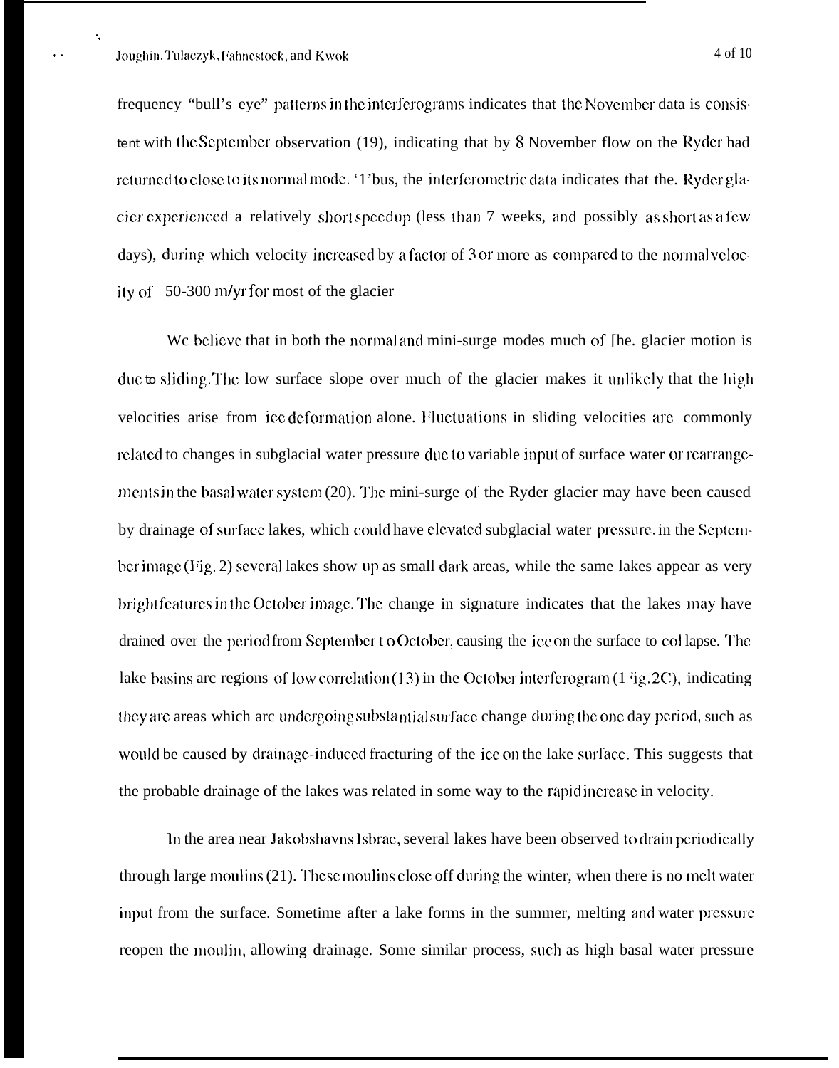frequency "bull's eye" patterns in the interferograms indicates that the November data is consistent with the September observation (19), indicating that by 8 November flow on the Ryder had returned to close to its normal mode. Thus, the interferometric data indicates that the Ryder glacier experienced a relatively short speedup (less than 7 weeks, and possibly as short as a few days), during which velocity increased by a factor of 3 or more as compared to the normal velocity of 50-300 m/yr for most of the glacier

We believe that in both the normal and mini-surge modes much of the glacier motion is due to sliding. The low surface slope over much of the glacier makes it unlikely that the high velocities arise from ice deformation alone. Fluctuations in sliding velocities are commonly related to changes in subglacial water pressure due to variable input of surface water or rearrangements in the basal water system (20). The mini-surge of the Ryder glacier may have been caused by drainage of surface lakes, which could have elevated subglacial water pressure. in the September image (Fig. 2) several lakes show up as small dark areas, while the same lakes appear as very bright features in the October image. The change in signature indicates that the lakes may have drained over the period from September to October, causing the ice on the surface to collapse. The lake basins are regions of low correlation (13) in the October interferogram (Fig. 2C), indicating they are areas which are undergoing substantial surface change during the one day period, such as would be caused by drainage-induced fracturing of the ice on the lake surface. This suggests that the probable drainage of the lakes was related in some way to the rapid increase in velocity.

In the area near Jakobshavns Isbrae, several lakes have been observed to drain periodically through large moulins (21). These moulins close off during the winter, when there is no melt water input from the surface. Sometime after a lake forms in the summer, melting and water pressure reopen the moulin, allowing drainage. Some similar process, such as high basal water pressure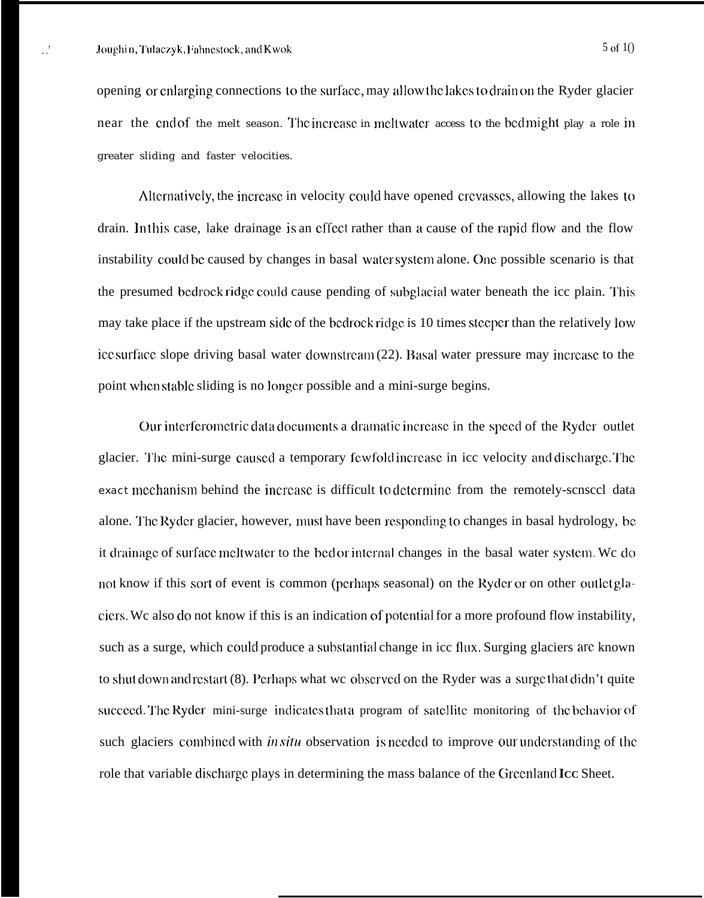opening or enlarging connections to the surface, may allow the lakes to drain on the Ryder glacier near the end of the melt season. The increase in meltwater access to the bed might play a role in greater sliding and faster velocities.

Alternatively, the increase in velocity could have opened crevasses, allowing the lakes to drain. In this case, lake drainage is an effect rather than a cause of the rapid flow and the flow instability could be caused by changes in basal water system alone. One possible scenario is that the presumed bedrock ridge could cause pending of subglacial water beneath the ice plain. This may take place if the upstream side of the bedrock ridge is 10 times steeper than the relatively low ice surface slope driving basal water downstream (22). Basal water pressure may increase to the point when stable sliding is no longer possible and a mini-surge begins.

Our interferometric data documents a dramatic increase in the speed of the Ryder outlet glacier. The mini-surge caused a temporary fewfold increase in ice velocity and discharge. The exact mechanism behind the increase is difficult to determine from the remotely-sensed data alone. The Ryder glacier, however, must have been responding to changes in basal hydrology, be it drainage of surface meltwater to the bed or internal changes in the basal water system. We do not know if this sort of event is common (perhaps seasonal) on the Ryder or on other outlet glaciers. We also do not know if this is an indication of potential for a more profound flow instability, such as a surge, which could produce a substantial change in ice flux. Surging glaciers are known to shut down and restart (8). Perhaps what we observed on the Ryder was a surge that didn't quite succeed. The Ryder mini-surge indicates that a program of satellite monitoring of the behavior of such glaciers combined with *in situ* observation is needed to improve our understanding of the role that variable discharge plays in determining the mass balance of the Greenland Ice Sheet.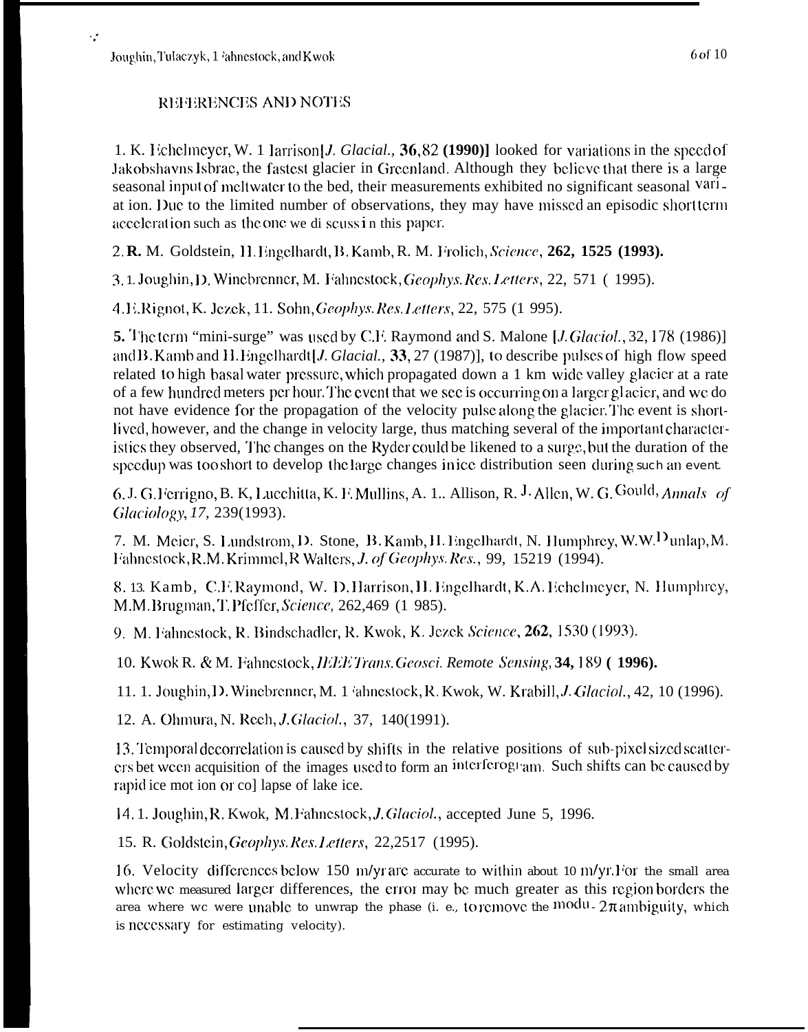## REFERENCES AND NOTES

1. K. Echelmeyer, W. Harrison [*J. Glaciol.*, **36**, 82 **(1990)**] looked for variations in the speed of Jakobshavns Isbrae, the fastest glacier in Greenland. Although they believe that there is a large seasonal input of meltwater to the bed, their measurements exhibited no significant seasonal variation. Due to the limited number of observations, they may have missed an episodic short term acceleration such as the one we discuss in this paper.

2. **R.** M. Goldstein, H. Engelhardt, B. Kamb, R. M. Frolich, *Science*, **262, 1525 (1993).**

3. I. Joughin, D. Winebrenner, M. Fahnestock, *Geophys. Res. Letters*, 22, 571 ( 1995).

4. E. Rignot, K. Jezek, H. Sohn, *Geophys. Res. Letters*, 22, 575 (1 995).

**5.** The term "mini-surge" was used by C.F. Raymond and S. Malone [*J. Glaciol.*, 32, 178 (1986)] and B. Kamb and H. Engelhardt [*J. Glaciol.*, **33**, 27 (1987)], to describe pulses of high flow speed related to high basal water pressure, which propagated down a 1 km wide valley glacier at a rate of a few hundred meters per hour. The event that we see is occurring on a larger glacier, and we do not have evidence for the propagation of the velocity pulse along the glacier. The event is short-lived, however, and the change in velocity large, thus matching several of the important characteristics they observed, The changes on the Ryder could be likened to a surge, but the duration of the speedup was too short to develop the large changes in ice distribution seen during such an event.

6. J. G. Ferrigno, B. K, Lucchitta, K. F. Mullins, A. L. Allison, R. J. Allen, W. G. Gould, *Annals of Glaciology*, *17*, 239(1993).

7. M. Meier, S. Lundstrom, D. Stone, B. Kamb, H. Engelhardt, N. Humphrey, W.W. Dunlap, M. Fahnestock, R.M. Krimmel, R Walters, *J. of Geophys. Res.*, 99, 15219 (1994).

8. B. Kamb, C.F. Raymond, W. D. Harrison, H. Engelhardt, K.A. Echelmeyer, N. Humphrey, M.M. Brugman, T. Pfeffer, *Science*, 262,469 (1 985).

9. M. Fahnestock, R. Bindschadler, R. Kwok, K. Jezek *Science*, **262**, 1530 (1993).

10. Kwok R. & M. Fahnestock, *IEEE Trans. Geosci. Remote Sensing*, **34,** 189 **( 1996).**

11. I. Joughin, D. Winebrenner, M. Fahnestock, R. Kwok, W. Krabill, *J. Glaciol.*, 42, 10 (1996).

12. A. Ohmura, N. Reeh, *J. Glaciol.*, 37, 140(1991).

13. Temporal decorrelation is caused by shifts in the relative positions of sub-pixel sized scatterers between acquisition of the images used to form an interferogram. Such shifts can be caused by rapid ice motion or collapse of lake ice.

14. I. Joughin, R. Kwok, M. Fahnestock, *J. Glaciol.*, accepted June 5, 1996.

15. R. Goldstein, *Geophys. Res. Letters*, 22,2517 (1995).

16. Velocity differences below 150 m/yr are accurate to within about 10 m/yr. For the small area where we measured larger differences, the error may be much greater as this region borders the area where we were unable to unwrap the phase (i. e., to remove the modulo-$2\pi$ ambiguity, which is necessary for estimating velocity).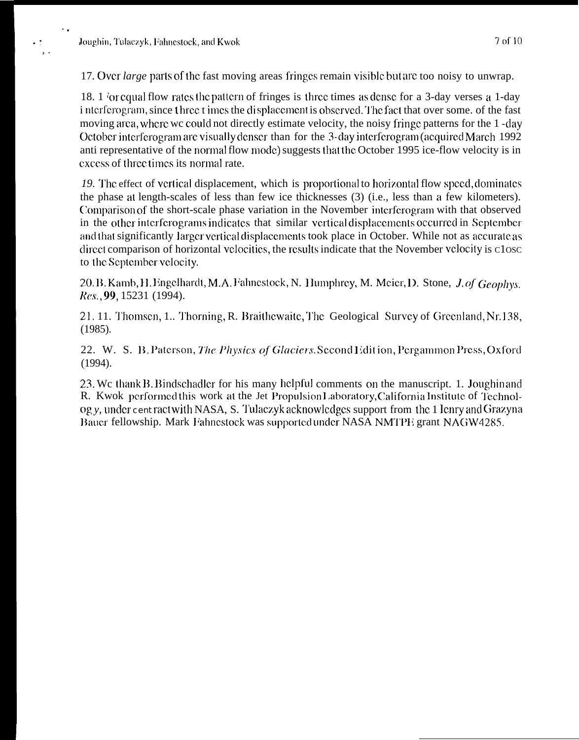17. Over *large* parts of the fast moving areas fringes remain visible but are too noisy to unwrap.

18. For equal flow rates the pattern of fringes is three times as dense for a 3-day verses a 1-day interferogram, since three times the displacement is observed. The fact that over some. of the fast moving area, where we could not directly estimate velocity, the noisy fringe patterns for the 1-day October interferogram are visually denser than for the 3-day interferogram (acquired March 1992 anti representative of the normal flow mode) suggests that the October 1995 ice-flow velocity is in excess of three times its normal rate.

19. The effect of vertical displacement, which is proportional to horizontal flow speed, dominates the phase at length-scales of less than few ice thicknesses (3) (i.e., less than a few kilometers). Comparison of the short-scale phase variation in the November interferogram with that observed in the other interferograms indicates that similar vertical displacements occurred in September and that significantly larger vertical displacements took place in October. While not as accurate as direct comparison of horizontal velocities, the results indicate that the November velocity is close to the September velocity.

20. B. Kamb, H. Engelhardt, M.A. Fahnestock, N. Humphrey, M. Meier, D. Stone, *J. of Geophys. Res.*, **99**, 15231 (1994).

21. 11. Thomsen, 1.. Thorning, R. Braithewaite, The Geological Survey of Greenland, Nr.138, (1985).

22. W. S. B. Paterson, *The Physics of Glaciers*. Second Edition, Pergammon Press, Oxford (1994).

23. We thank B. Bindschadler for his many helpful comments on the manuscript. 1. Joughin and R. Kwok performed this work at the Jet Propulsion Laboratory, California Institute of Technology, under contract with NASA, S. Tulaczyk acknowledges support from the Henry and Grazyna Bauer fellowship. Mark Fahnestock was supported under NASA NMTPE grant NAGW4285.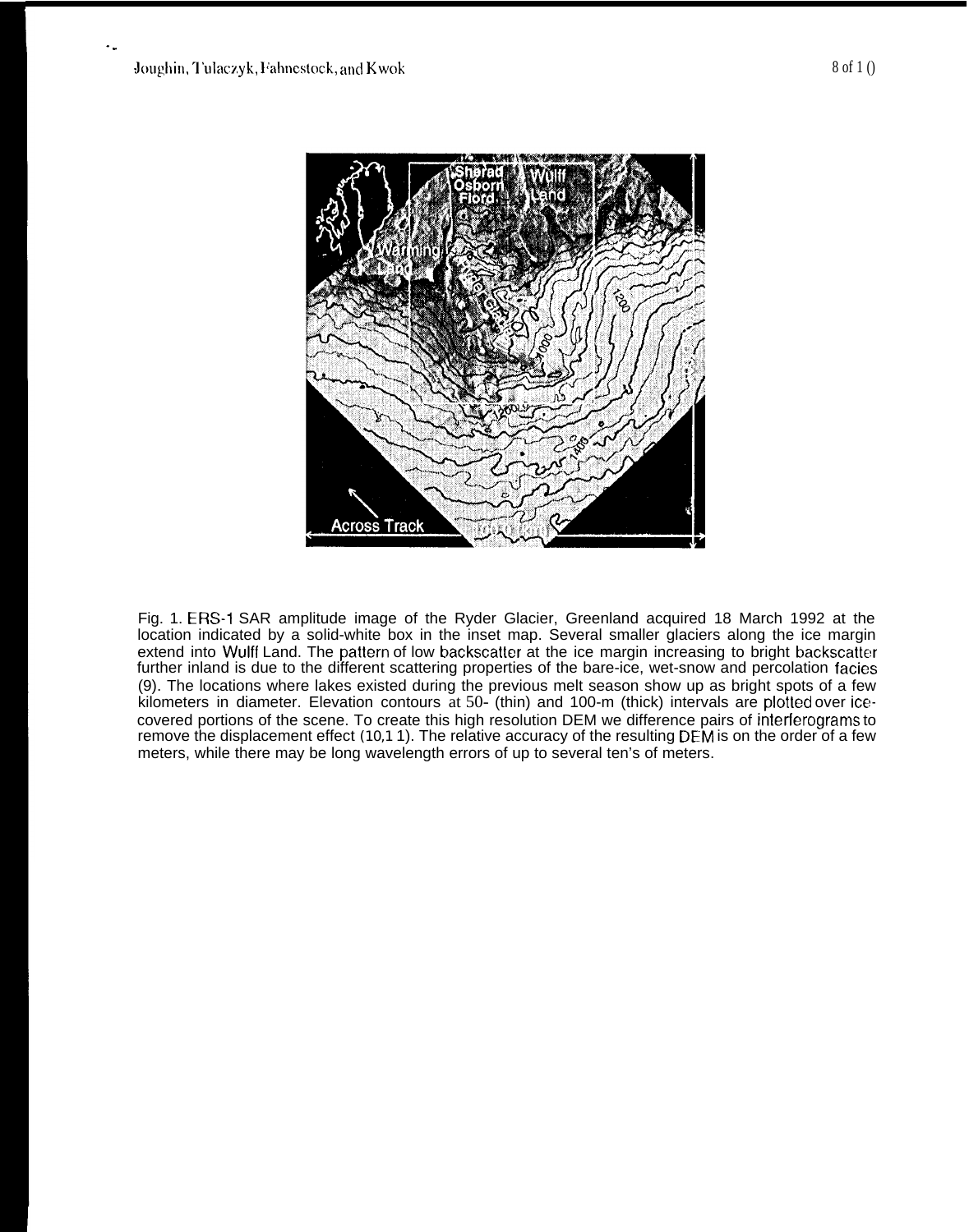Fig. 1. ERS-1 SAR amplitude image of the Ryder Glacier, Greenland acquired 18 March 1992 at the location indicated by a solid-white box in the inset map. Several smaller glaciers along the ice margin extend into Wulff Land. The pattern of low backscatter at the ice margin increasing to bright backscatter further inland is due to the different scattering properties of the bare-ice, wet-snow and percolation facies (9). The locations where lakes existed during the previous melt season show up as bright spots of a few kilometers in diameter. Elevation contours at 50- (thin) and 100-m (thick) intervals are plotted over ice-covered portions of the scene. To create this high resolution DEM we difference pairs of interferograms to remove the displacement effect (10,11). The relative accuracy of the resulting DEM is on the order of a few meters, while there may be long wavelength errors of up to several ten's of meters.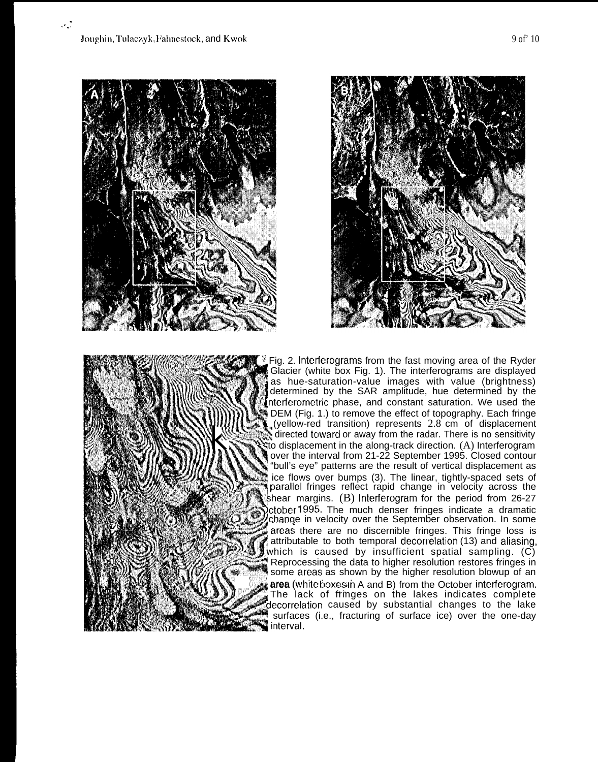Fig. 2. Interferograms from the fast moving area of the Ryder Glacier (white box Fig. 1). The interferograms are displayed as hue-saturation-value images with value (brightness) determined by the SAR amplitude, hue determined by the interferometric phase, and constant saturation. We used the DEM (Fig. 1.) to remove the effect of topography. Each fringe (yellow-red transition) represents 2.8 cm of displacement directed toward or away from the radar. There is no sensitivity to displacement in the along-track direction. (A) Interferogram over the interval from 21-22 September 1995. Closed contour "bull's eye" patterns are the result of vertical displacement as ice flows over bumps (3). The linear, tightly-spaced sets of parallel fringes reflect rapid change in velocity across the shear margins. (B) Interferogram for the period from 26-27 October 1995. The much denser fringes indicate a dramatic change in velocity over the September observation. In some areas there are no discernible fringes. This fringe loss is attributable to both temporal decorrelation (13) and aliasing, which is caused by insufficient spatial sampling. (C) Reprocessing the data to higher resolution restores fringes in some areas as shown by the higher resolution blowup of an area (white boxes in A and B) from the October interferogram. The lack of fringes on the lakes indicates complete decorrelation caused by substantial changes to the lake surfaces (i.e., fracturing of surface ice) over the one-day interval.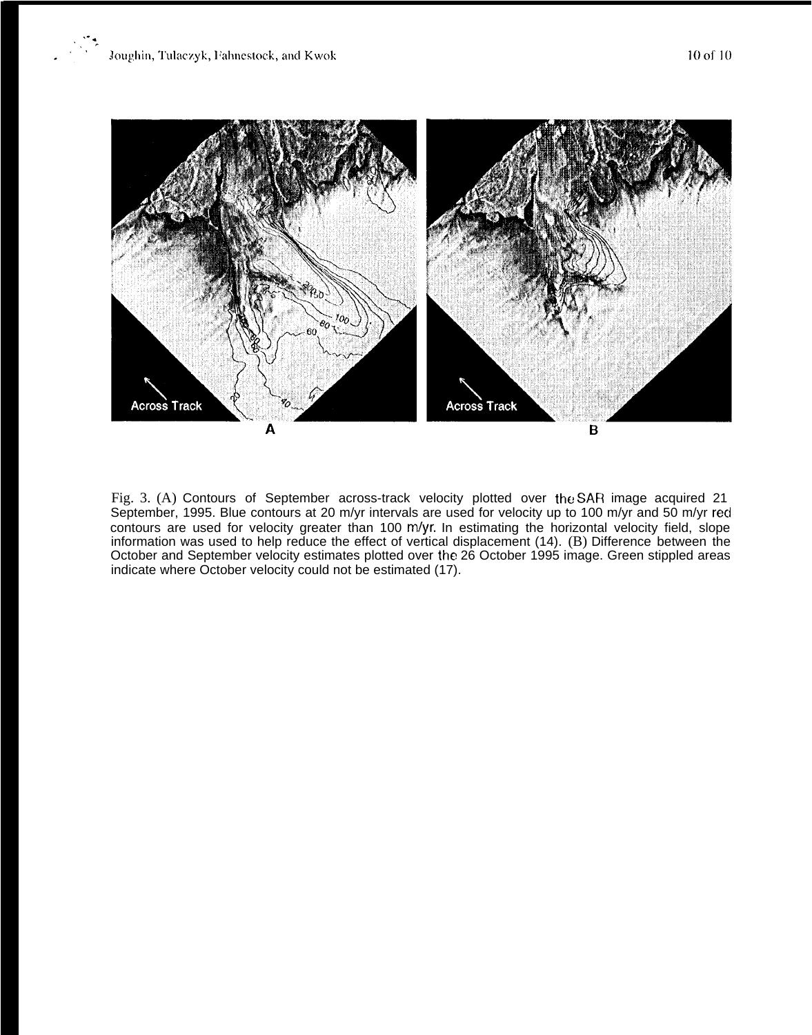Across Track

A

Across Track

B

Fig. 3. (A) Contours of September across-track velocity plotted over the SAR image acquired 21 September, 1995. Blue contours at 20 m/yr intervals are used for velocity up to 100 m/yr and 50 m/yr red contours are used for velocity greater than 100 m/yr. In estimating the horizontal velocity field, slope information was used to help reduce the effect of vertical displacement (14). (B) Difference between the October and September velocity estimates plotted over the 26 October 1995 image. Green stippled areas indicate where October velocity could not be estimated (17).